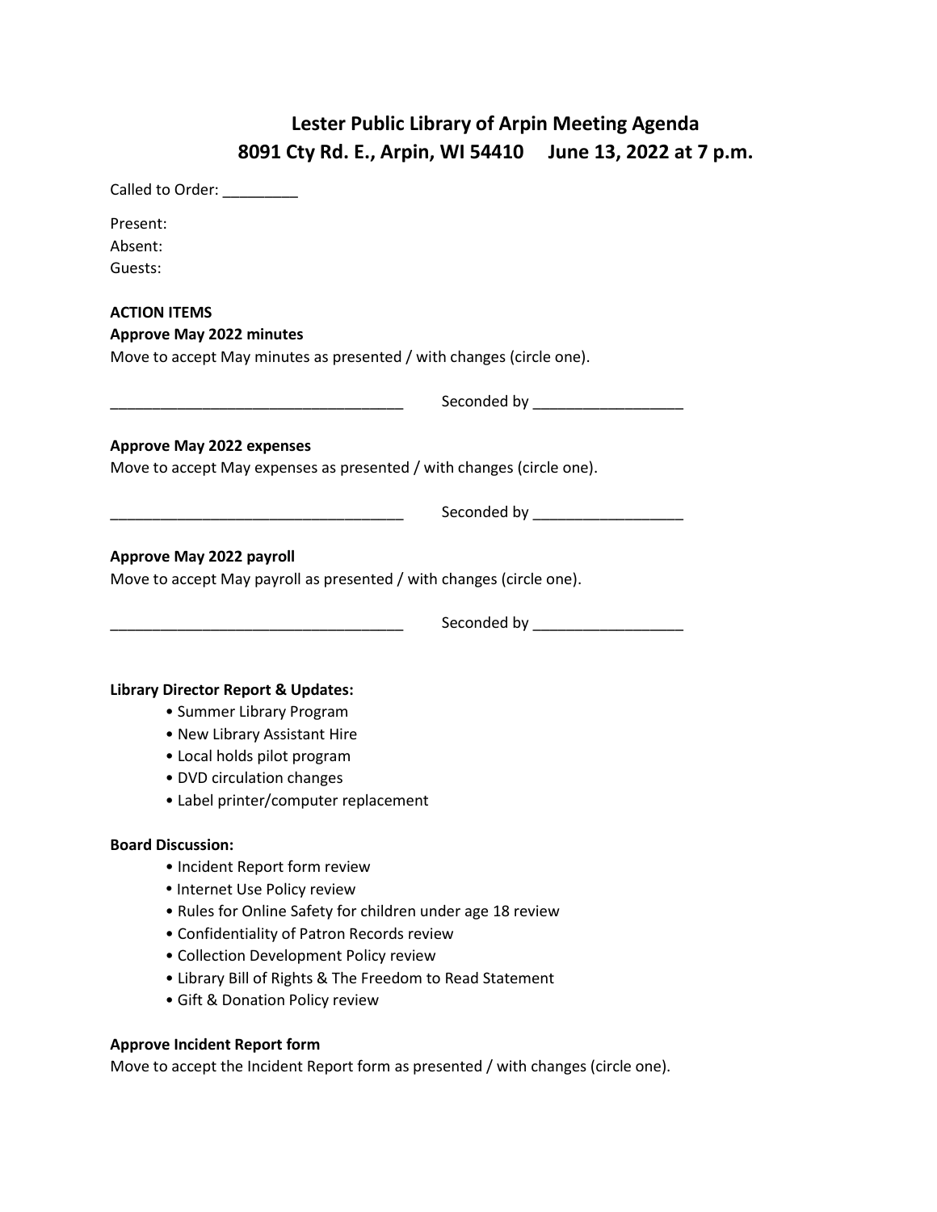# Lester Public Library of Arpin Meeting Agenda
## 8091 Cty Rd. E., Arpin, WI 54410     June 13, 2022 at 7 p.m.

Called to Order: _________

Present:
Absent:
Guests:

**ACTION ITEMS**

**Approve May 2022 minutes**

Move to accept May minutes as presented / with changes (circle one).

___________________________________     Seconded by __________________

**Approve May 2022 expenses**

Move to accept May expenses as presented / with changes (circle one).

___________________________________     Seconded by __________________

**Approve May 2022 payroll**

Move to accept May payroll as presented / with changes (circle one).

___________________________________     Seconded by __________________

**Library Director Report & Updates:**

- Summer Library Program
- New Library Assistant Hire
- Local holds pilot program
- DVD circulation changes
- Label printer/computer replacement

**Board Discussion:**

- Incident Report form review
- Internet Use Policy review
- Rules for Online Safety for children under age 18 review
- Confidentiality of Patron Records review
- Collection Development Policy review
- Library Bill of Rights & The Freedom to Read Statement
- Gift & Donation Policy review

**Approve Incident Report form**

Move to accept the Incident Report form as presented / with changes (circle one).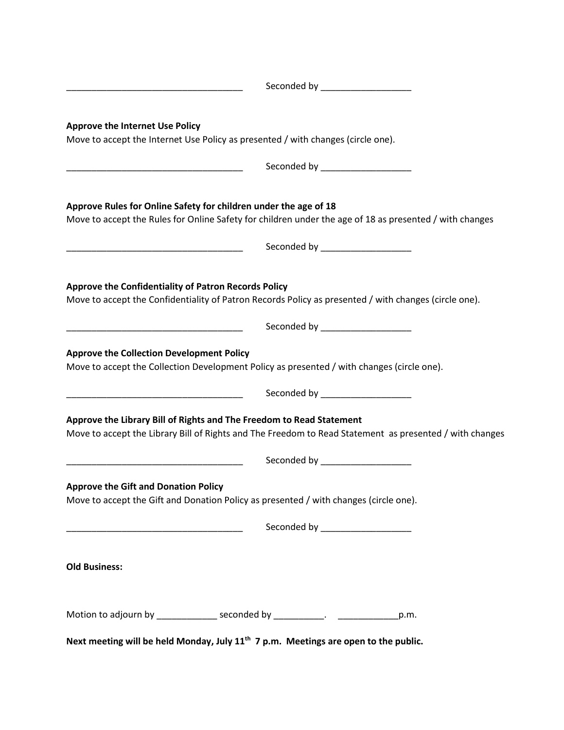___________________________________ Seconded by _________________

**Approve the Internet Use Policy**

Move to accept the Internet Use Policy as presented / with changes (circle one).

___________________________________ Seconded by _________________

**Approve Rules for Online Safety for children under the age of 18**

Move to accept the Rules for Online Safety for children under the age of 18 as presented / with changes

___________________________________ Seconded by _________________

**Approve the Confidentiality of Patron Records Policy**

Move to accept the Confidentiality of Patron Records Policy as presented / with changes (circle one).

___________________________________ Seconded by _________________

**Approve the Collection Development Policy**

Move to accept the Collection Development Policy as presented / with changes (circle one).

___________________________________ Seconded by _________________

**Approve the Library Bill of Rights and The Freedom to Read Statement**

Move to accept the Library Bill of Rights and The Freedom to Read Statement as presented / with changes

___________________________________ Seconded by _________________

**Approve the Gift and Donation Policy**

Move to accept the Gift and Donation Policy as presented / with changes (circle one).

___________________________________ Seconded by _________________

**Old Business:**

Motion to adjourn by ____________ seconded by __________. ____________p.m.

**Next meeting will be held Monday, July 11th 7 p.m. Meetings are open to the public.**